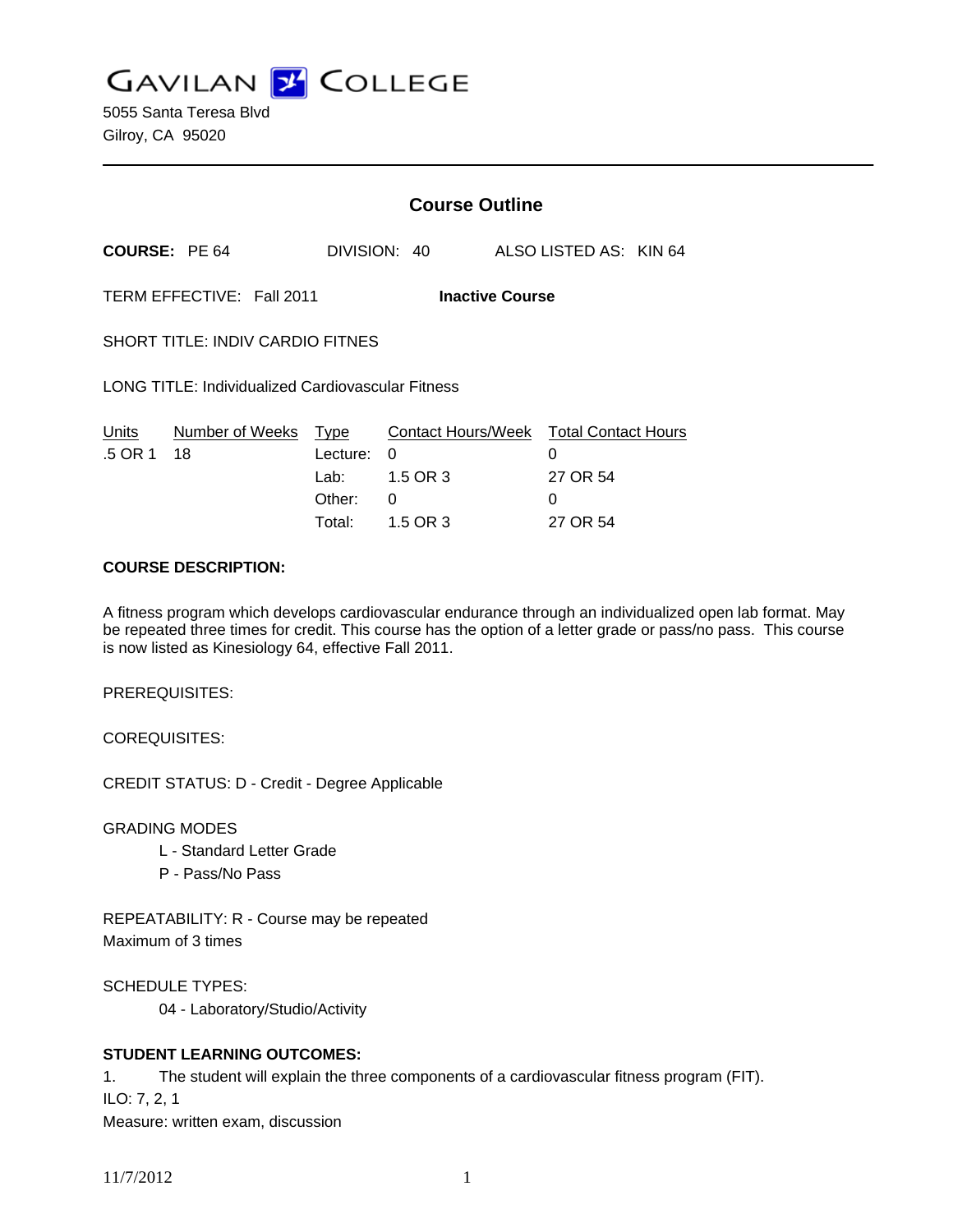# GAVILAN COLLEGE

5055 Santa Teresa Blvd
Gilroy, CA 95020

---

## Course Outline

**COURSE:** PE 64 DIVISION: 40 ALSO LISTED AS: KIN 64

TERM EFFECTIVE: Fall 2011 **Inactive Course**

SHORT TITLE: INDIV CARDIO FITNES

LONG TITLE: Individualized Cardiovascular Fitness

| Units | Number of Weeks | Type | Contact Hours/Week | Total Contact Hours |
|---|---|---|---|---|
| .5 OR 1 | 18 | Lecture: | 0 | 0 |
| | | Lab: | 1.5 OR 3 | 27 OR 54 |
| | | Other: | 0 | 0 |
| | | Total: | 1.5 OR 3 | 27 OR 54 |

**COURSE DESCRIPTION:**

A fitness program which develops cardiovascular endurance through an individualized open lab format. May be repeated three times for credit. This course has the option of a letter grade or pass/no pass. This course is now listed as Kinesiology 64, effective Fall 2011.

PREREQUISITES:

COREQUISITES:

CREDIT STATUS: D - Credit - Degree Applicable

GRADING MODES

L - Standard Letter Grade
P - Pass/No Pass

REPEATABILITY: R - Course may be repeated
Maximum of 3 times

SCHEDULE TYPES:

04 - Laboratory/Studio/Activity

**STUDENT LEARNING OUTCOMES:**

1. The student will explain the three components of a cardiovascular fitness program (FIT).
ILO: 7, 2, 1
Measure: written exam, discussion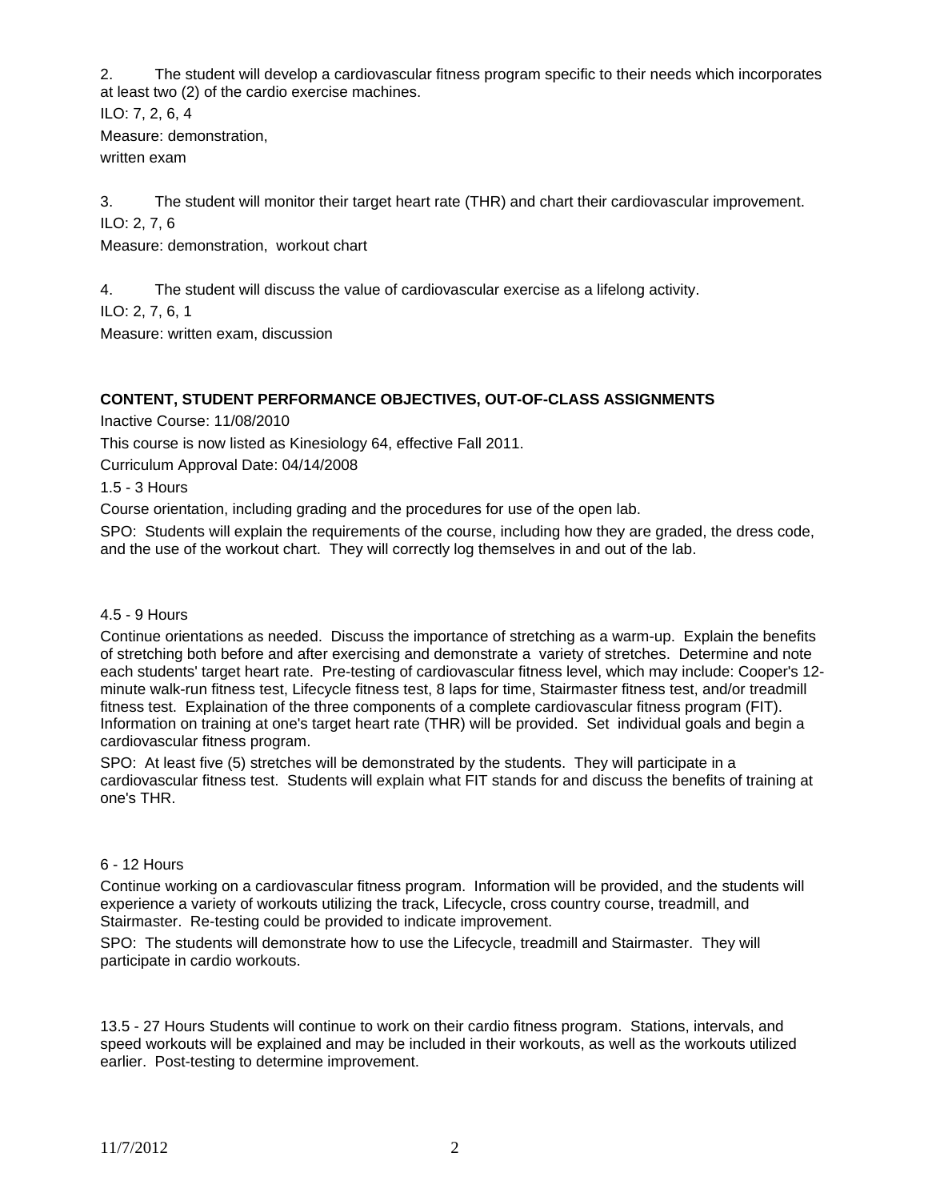2. The student will develop a cardiovascular fitness program specific to their needs which incorporates at least two (2) of the cardio exercise machines.

ILO: 7, 2, 6, 4

Measure: demonstration, written exam

3. The student will monitor their target heart rate (THR) and chart their cardiovascular improvement.

ILO: 2, 7, 6

Measure: demonstration, workout chart

4. The student will discuss the value of cardiovascular exercise as a lifelong activity.

ILO: 2, 7, 6, 1

Measure: written exam, discussion

## CONTENT, STUDENT PERFORMANCE OBJECTIVES, OUT-OF-CLASS ASSIGNMENTS

Inactive Course: 11/08/2010

This course is now listed as Kinesiology 64, effective Fall 2011.

Curriculum Approval Date: 04/14/2008

1.5 - 3 Hours

Course orientation, including grading and the procedures for use of the open lab.

SPO: Students will explain the requirements of the course, including how they are graded, the dress code, and the use of the workout chart. They will correctly log themselves in and out of the lab.

4.5 - 9 Hours

Continue orientations as needed. Discuss the importance of stretching as a warm-up. Explain the benefits of stretching both before and after exercising and demonstrate a variety of stretches. Determine and note each students' target heart rate. Pre-testing of cardiovascular fitness level, which may include: Cooper's 12-minute walk-run fitness test, Lifecycle fitness test, 8 laps for time, Stairmaster fitness test, and/or treadmill fitness test. Explaination of the three components of a complete cardiovascular fitness program (FIT). Information on training at one's target heart rate (THR) will be provided. Set individual goals and begin a cardiovascular fitness program.

SPO: At least five (5) stretches will be demonstrated by the students. They will participate in a cardiovascular fitness test. Students will explain what FIT stands for and discuss the benefits of training at one's THR.

6 - 12 Hours

Continue working on a cardiovascular fitness program. Information will be provided, and the students will experience a variety of workouts utilizing the track, Lifecycle, cross country course, treadmill, and Stairmaster. Re-testing could be provided to indicate improvement.

SPO: The students will demonstrate how to use the Lifecycle, treadmill and Stairmaster. They will participate in cardio workouts.

13.5 - 27 Hours Students will continue to work on their cardio fitness program. Stations, intervals, and speed workouts will be explained and may be included in their workouts, as well as the workouts utilized earlier. Post-testing to determine improvement.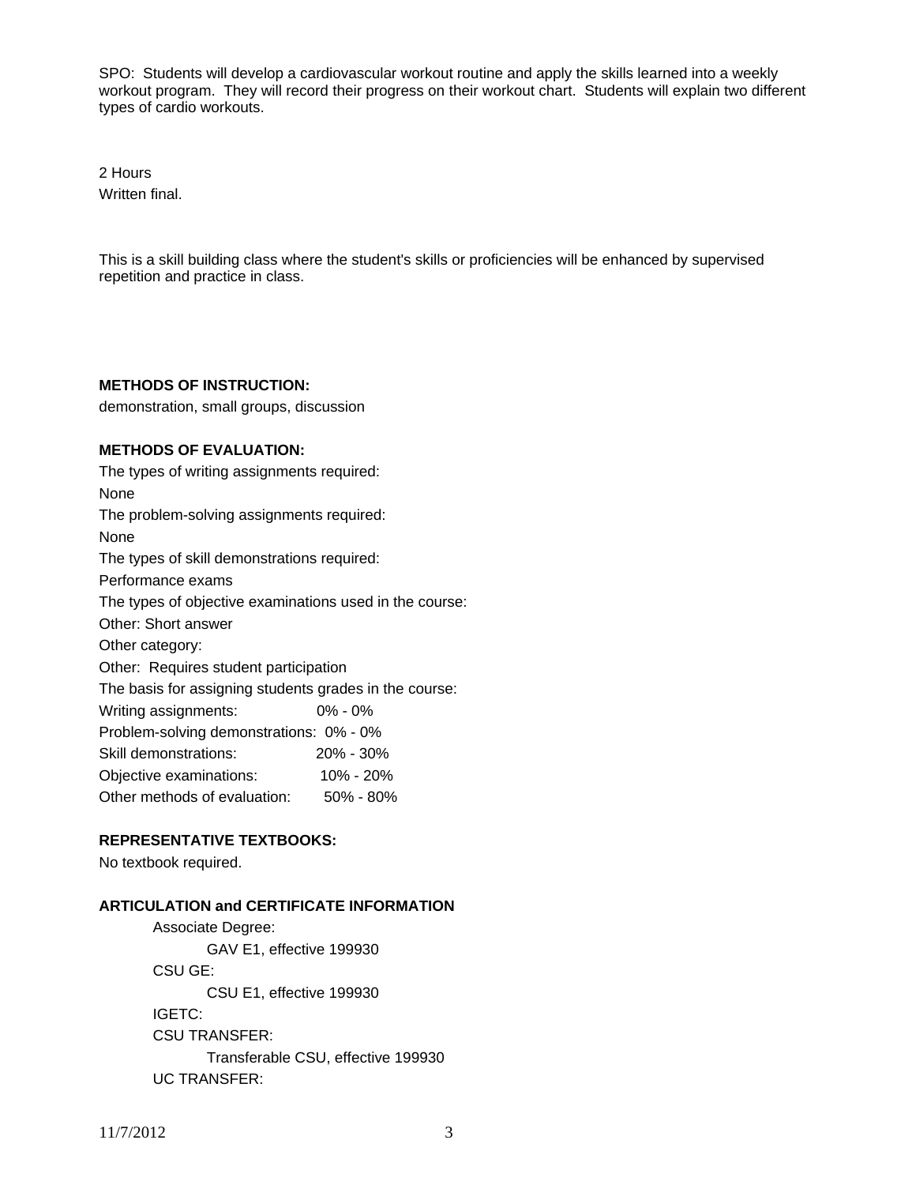SPO: Students will develop a cardiovascular workout routine and apply the skills learned into a weekly workout program. They will record their progress on their workout chart. Students will explain two different types of cardio workouts.

2 Hours
Written final.

This is a skill building class where the student's skills or proficiencies will be enhanced by supervised repetition and practice in class.

**METHODS OF INSTRUCTION:**

demonstration, small groups, discussion

**METHODS OF EVALUATION:**

The types of writing assignments required:
None
The problem-solving assignments required:
None
The types of skill demonstrations required:
Performance exams
The types of objective examinations used in the course:
Other: Short answer
Other category:
Other: Requires student participation
The basis for assigning students grades in the course:

| | |
|---|---|
| Writing assignments: | 0% - 0% |
| Problem-solving demonstrations: | 0% - 0% |
| Skill demonstrations: | 20% - 30% |
| Objective examinations: | 10% - 20% |
| Other methods of evaluation: | 50% - 80% |

**REPRESENTATIVE TEXTBOOKS:**

No textbook required.

**ARTICULATION and CERTIFICATE INFORMATION**

Associate Degree:
GAV E1, effective 199930
CSU GE:
CSU E1, effective 199930
IGETC:
CSU TRANSFER:
Transferable CSU, effective 199930
UC TRANSFER: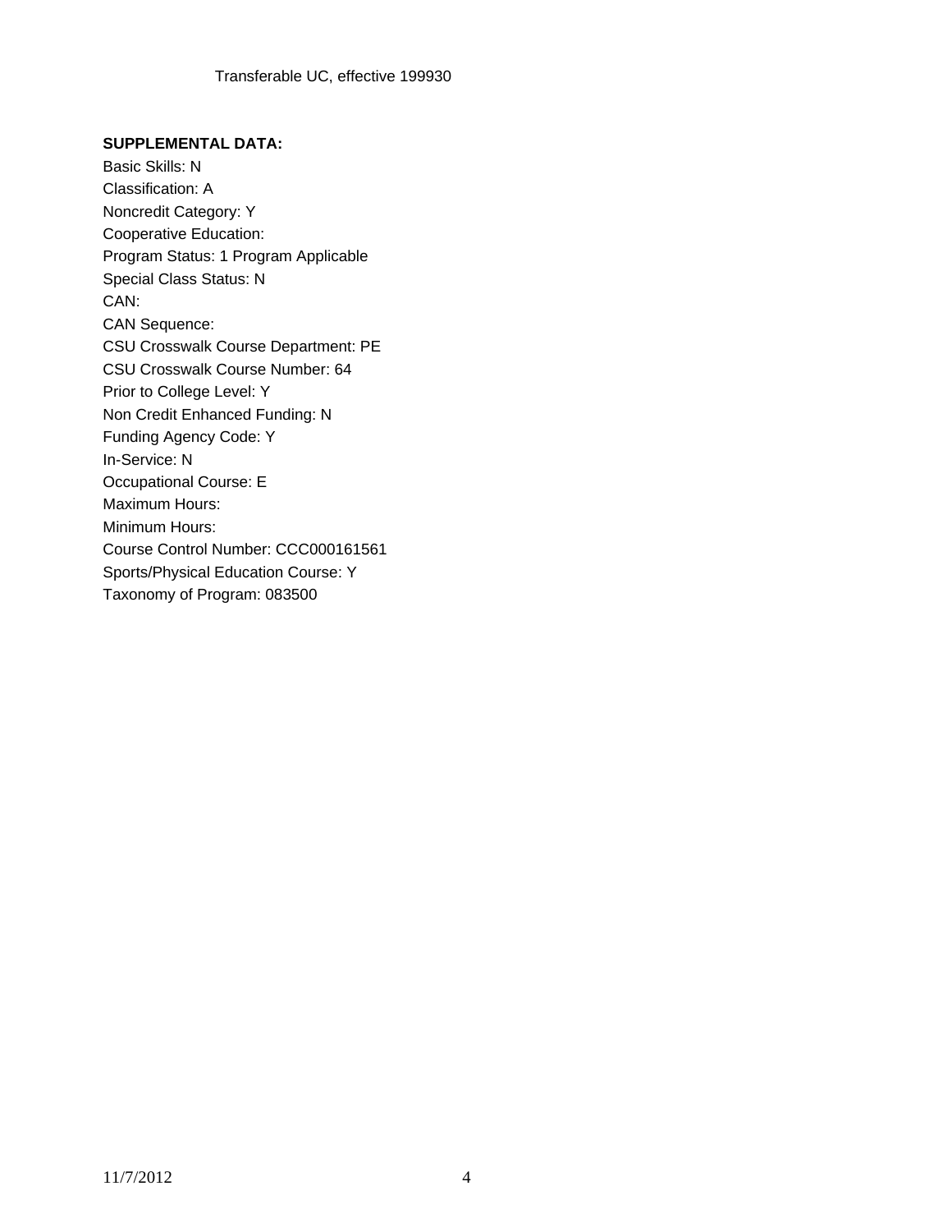Transferable UC, effective 199930

**SUPPLEMENTAL DATA:**

Basic Skills: N
Classification: A
Noncredit Category: Y
Cooperative Education:
Program Status: 1 Program Applicable
Special Class Status: N
CAN:
CAN Sequence:
CSU Crosswalk Course Department: PE
CSU Crosswalk Course Number: 64
Prior to College Level: Y
Non Credit Enhanced Funding: N
Funding Agency Code: Y
In-Service: N
Occupational Course: E
Maximum Hours:
Minimum Hours:
Course Control Number: CCC000161561
Sports/Physical Education Course: Y
Taxonomy of Program: 083500